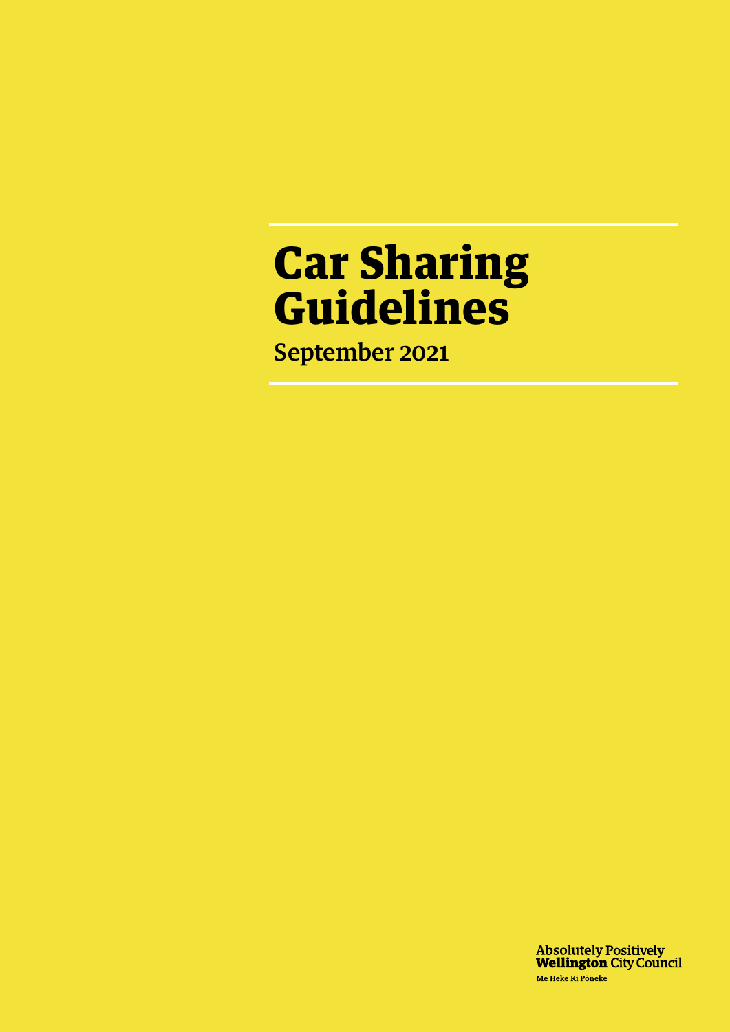# Car Sharing Guidelines

## September 2021

**Absolutely Positively Wellington City Council**

Me Heke Ki Pōneke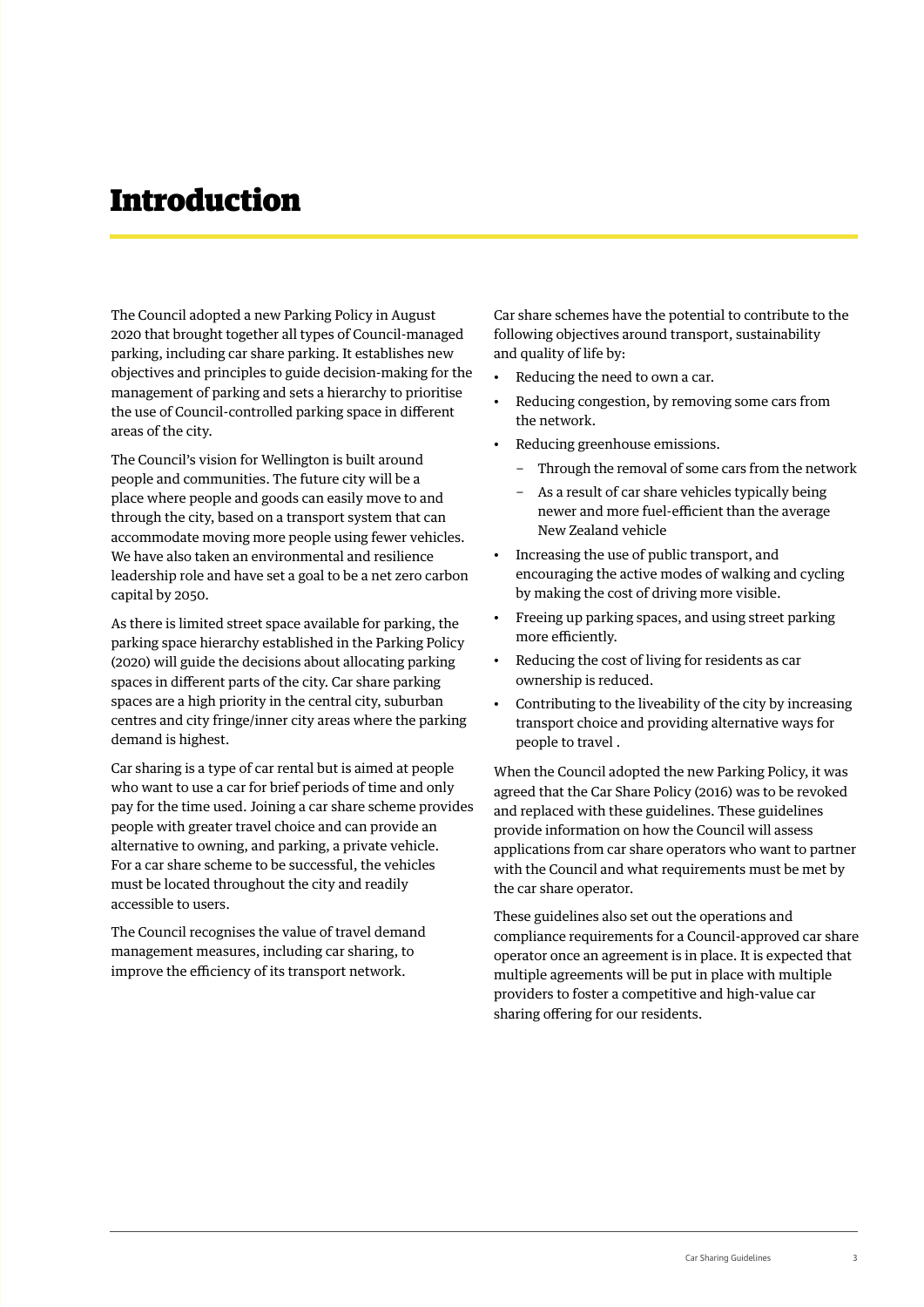# Introduction

The Council adopted a new Parking Policy in August 2020 that brought together all types of Council-managed parking, including car share parking. It establishes new objectives and principles to guide decision-making for the management of parking and sets a hierarchy to prioritise the use of Council-controlled parking space in different areas of the city.

The Council's vision for Wellington is built around people and communities. The future city will be a place where people and goods can easily move to and through the city, based on a transport system that can accommodate moving more people using fewer vehicles. We have also taken an environmental and resilience leadership role and have set a goal to be a net zero carbon capital by 2050.

As there is limited street space available for parking, the parking space hierarchy established in the Parking Policy (2020) will guide the decisions about allocating parking spaces in different parts of the city. Car share parking spaces are a high priority in the central city, suburban centres and city fringe/inner city areas where the parking demand is highest.

Car sharing is a type of car rental but is aimed at people who want to use a car for brief periods of time and only pay for the time used. Joining a car share scheme provides people with greater travel choice and can provide an alternative to owning, and parking, a private vehicle. For a car share scheme to be successful, the vehicles must be located throughout the city and readily accessible to users.

The Council recognises the value of travel demand management measures, including car sharing, to improve the efficiency of its transport network.

Car share schemes have the potential to contribute to the following objectives around transport, sustainability and quality of life by:

- Reducing the need to own a car.
- Reducing congestion, by removing some cars from the network.
- Reducing greenhouse emissions.
  - Through the removal of some cars from the network
  - As a result of car share vehicles typically being newer and more fuel-efficient than the average New Zealand vehicle
- Increasing the use of public transport, and encouraging the active modes of walking and cycling by making the cost of driving more visible.
- Freeing up parking spaces, and using street parking more efficiently.
- Reducing the cost of living for residents as car ownership is reduced.
- Contributing to the liveability of the city by increasing transport choice and providing alternative ways for people to travel .

When the Council adopted the new Parking Policy, it was agreed that the Car Share Policy (2016) was to be revoked and replaced with these guidelines. These guidelines provide information on how the Council will assess applications from car share operators who want to partner with the Council and what requirements must be met by the car share operator.

These guidelines also set out the operations and compliance requirements for a Council-approved car share operator once an agreement is in place. It is expected that multiple agreements will be put in place with multiple providers to foster a competitive and high-value car sharing offering for our residents.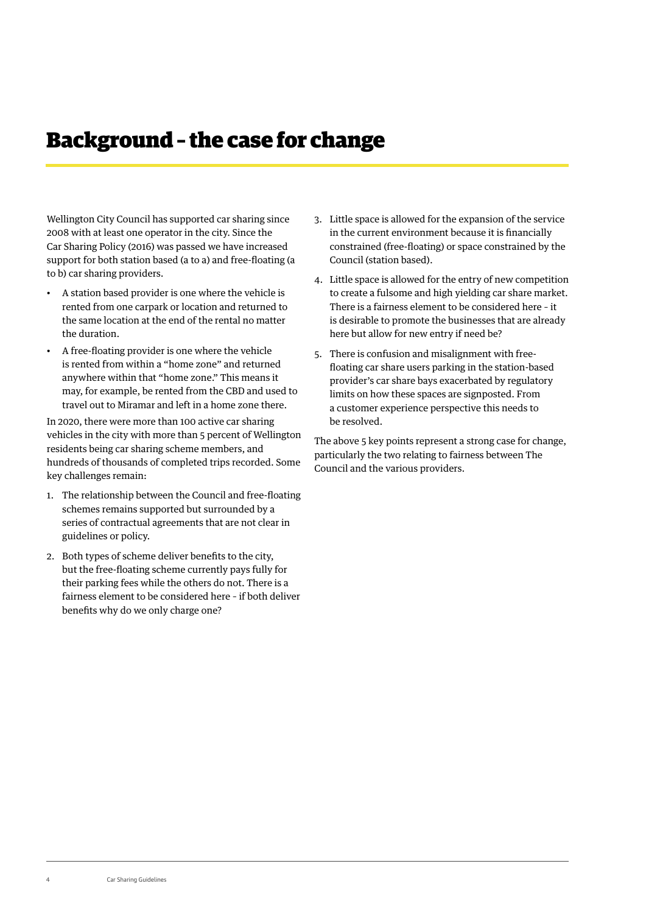# Background – the case for change

Wellington City Council has supported car sharing since 2008 with at least one operator in the city. Since the Car Sharing Policy (2016) was passed we have increased support for both station based (a to a) and free-floating (a to b) car sharing providers.

- A station based provider is one where the vehicle is rented from one carpark or location and returned to the same location at the end of the rental no matter the duration.
- A free-floating provider is one where the vehicle is rented from within a "home zone" and returned anywhere within that "home zone." This means it may, for example, be rented from the CBD and used to travel out to Miramar and left in a home zone there.

In 2020, there were more than 100 active car sharing vehicles in the city with more than 5 percent of Wellington residents being car sharing scheme members, and hundreds of thousands of completed trips recorded. Some key challenges remain:

1. The relationship between the Council and free-floating schemes remains supported but surrounded by a series of contractual agreements that are not clear in guidelines or policy.
2. Both types of scheme deliver benefits to the city, but the free-floating scheme currently pays fully for their parking fees while the others do not. There is a fairness element to be considered here – if both deliver benefits why do we only charge one?
3. Little space is allowed for the expansion of the service in the current environment because it is financially constrained (free-floating) or space constrained by the Council (station based).
4. Little space is allowed for the entry of new competition to create a fulsome and high yielding car share market. There is a fairness element to be considered here – it is desirable to promote the businesses that are already here but allow for new entry if need be?
5. There is confusion and misalignment with free-floating car share users parking in the station-based provider's car share bays exacerbated by regulatory limits on how these spaces are signposted. From a customer experience perspective this needs to be resolved.

The above 5 key points represent a strong case for change, particularly the two relating to fairness between The Council and the various providers.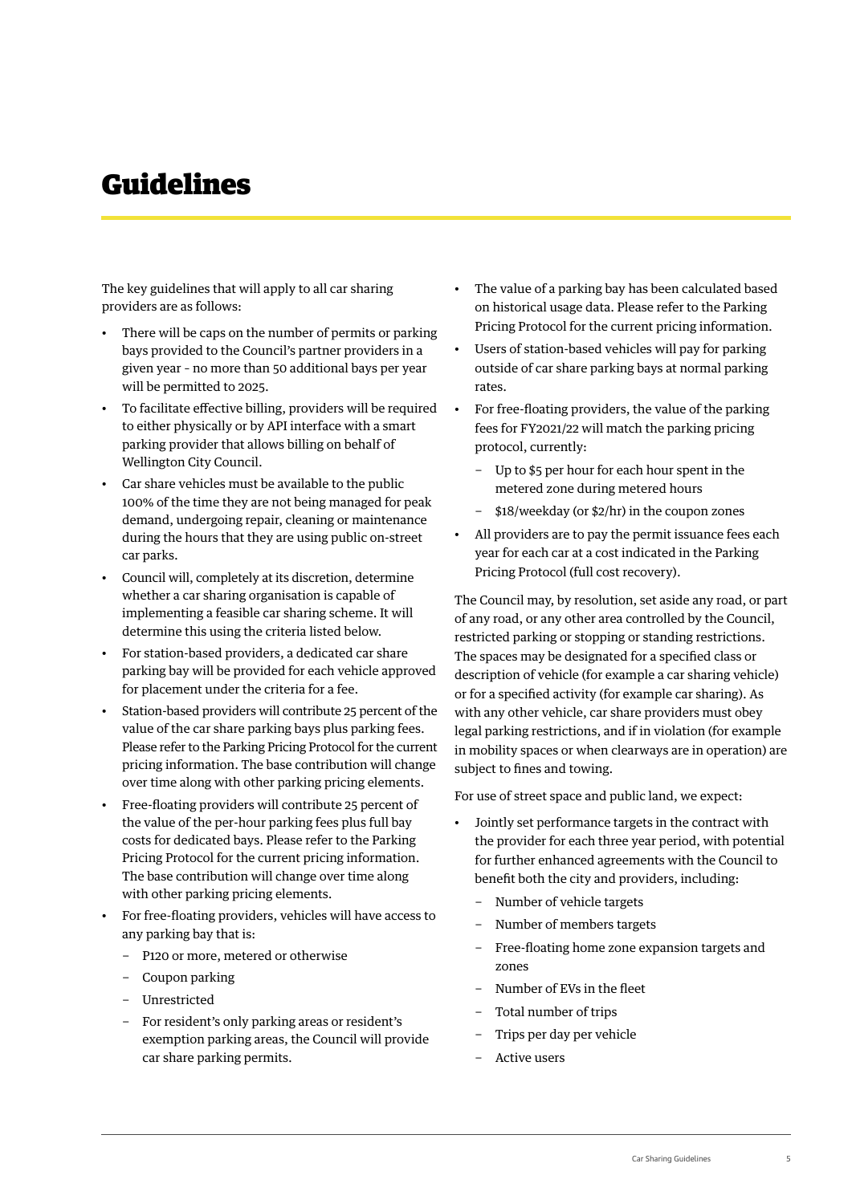# Guidelines

The key guidelines that will apply to all car sharing providers are as follows:

- There will be caps on the number of permits or parking bays provided to the Council's partner providers in a given year - no more than 50 additional bays per year will be permitted to 2025.
- To facilitate effective billing, providers will be required to either physically or by API interface with a smart parking provider that allows billing on behalf of Wellington City Council.
- Car share vehicles must be available to the public 100% of the time they are not being managed for peak demand, undergoing repair, cleaning or maintenance during the hours that they are using public on-street car parks.
- Council will, completely at its discretion, determine whether a car sharing organisation is capable of implementing a feasible car sharing scheme. It will determine this using the criteria listed below.
- For station-based providers, a dedicated car share parking bay will be provided for each vehicle approved for placement under the criteria for a fee.
- Station-based providers will contribute 25 percent of the value of the car share parking bays plus parking fees. Please refer to the Parking Pricing Protocol for the current pricing information. The base contribution will change over time along with other parking pricing elements.
- Free-floating providers will contribute 25 percent of the value of the per-hour parking fees plus full bay costs for dedicated bays. Please refer to the Parking Pricing Protocol for the current pricing information. The base contribution will change over time along with other parking pricing elements.
- For free-floating providers, vehicles will have access to any parking bay that is:
  - P120 or more, metered or otherwise
  - Coupon parking
  - Unrestricted
  - For resident's only parking areas or resident's exemption parking areas, the Council will provide car share parking permits.
- The value of a parking bay has been calculated based on historical usage data. Please refer to the Parking Pricing Protocol for the current pricing information.
- Users of station-based vehicles will pay for parking outside of car share parking bays at normal parking rates.
- For free-floating providers, the value of the parking fees for FY2021/22 will match the parking pricing protocol, currently:
  - Up to $5 per hour for each hour spent in the metered zone during metered hours
  - $18/weekday (or $2/hr) in the coupon zones
- All providers are to pay the permit issuance fees each year for each car at a cost indicated in the Parking Pricing Protocol (full cost recovery).

The Council may, by resolution, set aside any road, or part of any road, or any other area controlled by the Council, restricted parking or stopping or standing restrictions. The spaces may be designated for a specified class or description of vehicle (for example a car sharing vehicle) or for a specified activity (for example car sharing). As with any other vehicle, car share providers must obey legal parking restrictions, and if in violation (for example in mobility spaces or when clearways are in operation) are subject to fines and towing.

For use of street space and public land, we expect:

- Jointly set performance targets in the contract with the provider for each three year period, with potential for further enhanced agreements with the Council to benefit both the city and providers, including:
  - Number of vehicle targets
  - Number of members targets
  - Free-floating home zone expansion targets and zones
  - Number of EVs in the fleet
  - Total number of trips
  - Trips per day per vehicle
  - Active users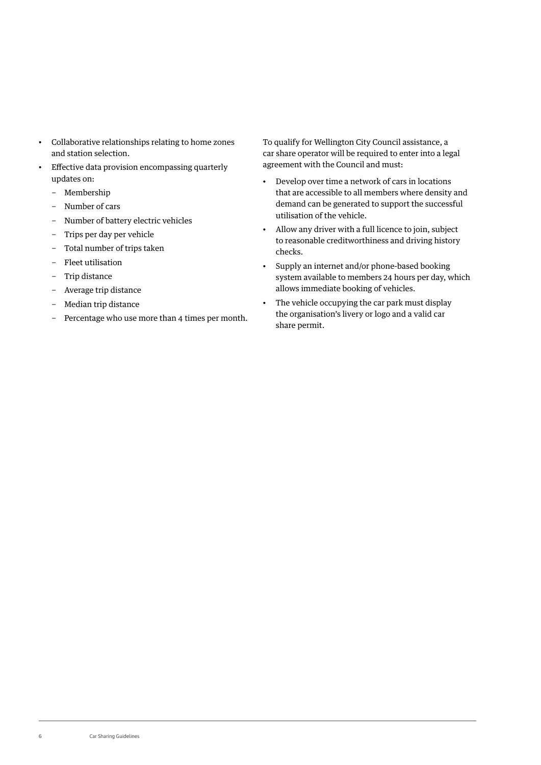- Collaborative relationships relating to home zones and station selection.
- Effective data provision encompassing quarterly updates on:
  - Membership
  - Number of cars
  - Number of battery electric vehicles
  - Trips per day per vehicle
  - Total number of trips taken
  - Fleet utilisation
  - Trip distance
  - Average trip distance
  - Median trip distance
  - Percentage who use more than 4 times per month.

To qualify for Wellington City Council assistance, a car share operator will be required to enter into a legal agreement with the Council and must:

- Develop over time a network of cars in locations that are accessible to all members where density and demand can be generated to support the successful utilisation of the vehicle.
- Allow any driver with a full licence to join, subject to reasonable creditworthiness and driving history checks.
- Supply an internet and/or phone-based booking system available to members 24 hours per day, which allows immediate booking of vehicles.
- The vehicle occupying the car park must display the organisation's livery or logo and a valid car share permit.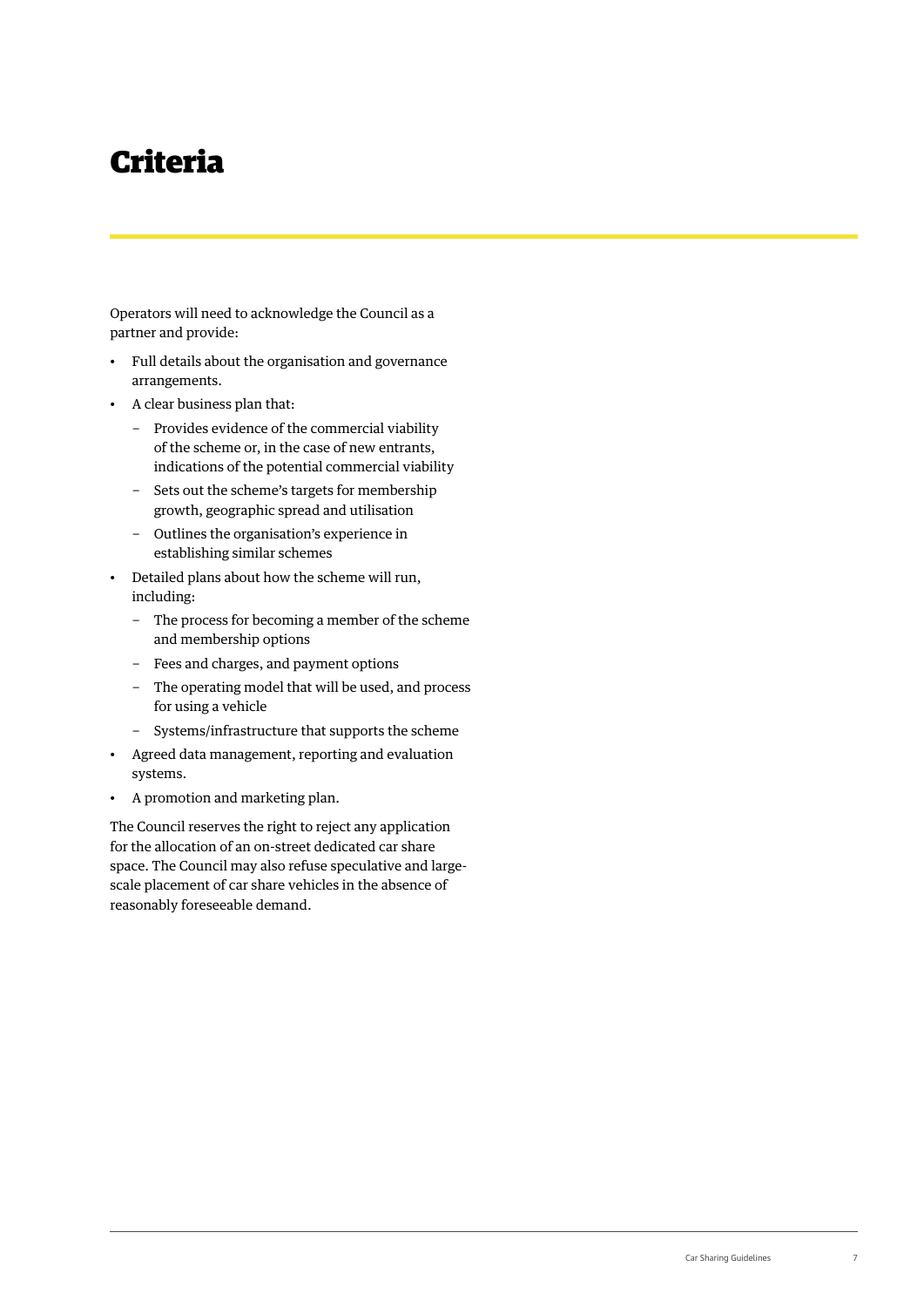# Criteria

Operators will need to acknowledge the Council as a partner and provide:

- Full details about the organisation and governance arrangements.
- A clear business plan that:
  - Provides evidence of the commercial viability of the scheme or, in the case of new entrants, indications of the potential commercial viability
  - Sets out the scheme's targets for membership growth, geographic spread and utilisation
  - Outlines the organisation's experience in establishing similar schemes
- Detailed plans about how the scheme will run, including:
  - The process for becoming a member of the scheme and membership options
  - Fees and charges, and payment options
  - The operating model that will be used, and process for using a vehicle
  - Systems/infrastructure that supports the scheme
- Agreed data management, reporting and evaluation systems.
- A promotion and marketing plan.

The Council reserves the right to reject any application for the allocation of an on-street dedicated car share space. The Council may also refuse speculative and large-scale placement of car share vehicles in the absence of reasonably foreseeable demand.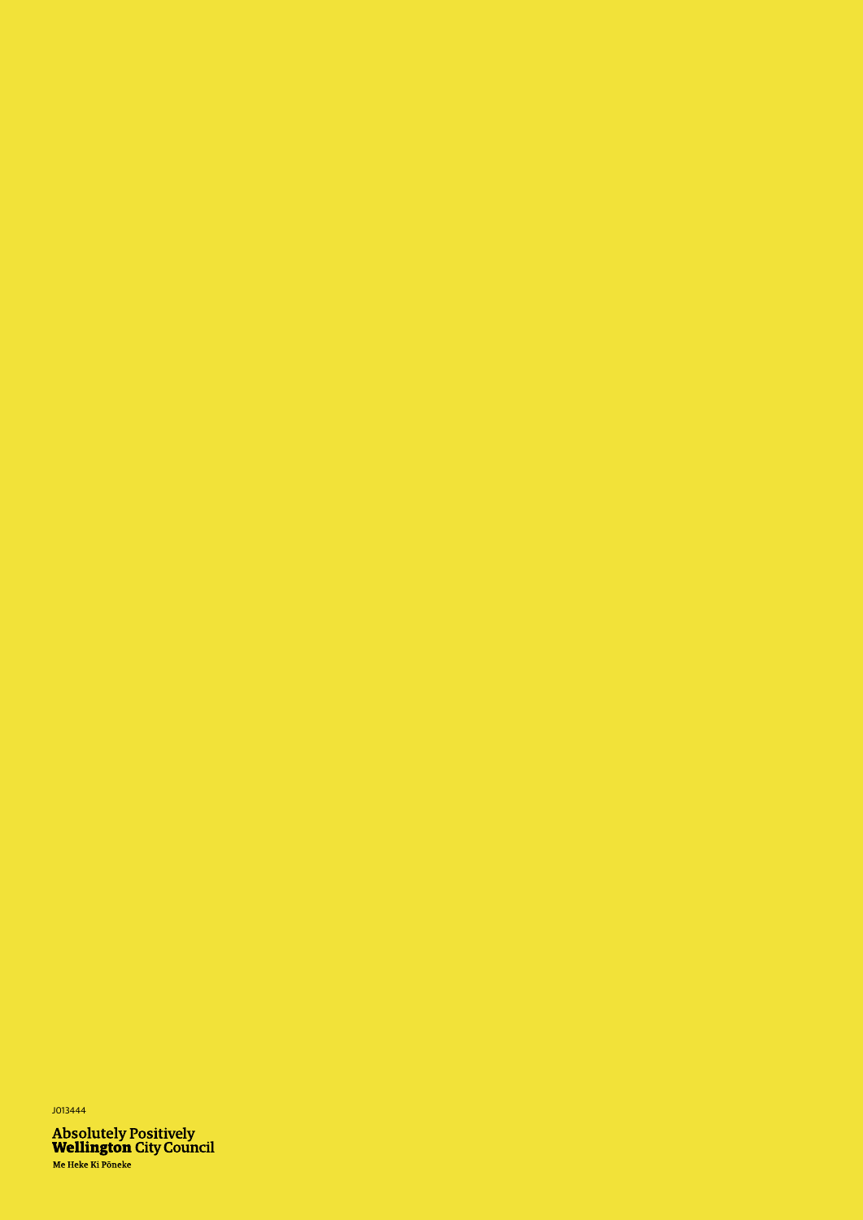J013444

**Absolutely Positively**
**Wellington** City Council

Me Heke Ki Pōneke